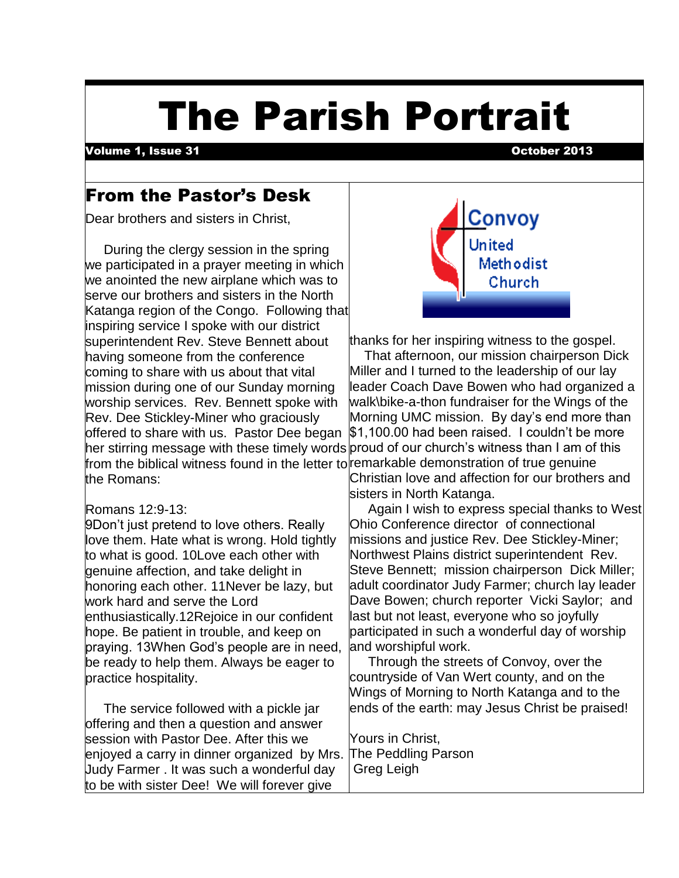# The Parish Portrait

**Volume 1, Issue 31** **October 2013**

## From the Pastor's Desk

Dear brothers and sisters in Christ,

During the clergy session in the spring we participated in a prayer meeting in which we anointed the new airplane which was to serve our brothers and sisters in the North Katanga region of the Congo. Following that inspiring service I spoke with our district superintendent Rev. Steve Bennett about having someone from the conference coming to share with us about that vital mission during one of our Sunday morning worship services. Rev. Bennett spoke with Rev. Dee Stickley-Miner who graciously offered to share with us. Pastor Dee began her stirring message with these timely words from the biblical witness found in the letter to the Romans:

Romans 12:9-13:
9Don't just pretend to love others. Really love them. Hate what is wrong. Hold tightly to what is good. 10Love each other with genuine affection, and take delight in honoring each other. 11Never be lazy, but work hard and serve the Lord enthusiastically.12Rejoice in our confident hope. Be patient in trouble, and keep on praying. 13When God's people are in need, be ready to help them. Always be eager to practice hospitality.

The service followed with a pickle jar offering and then a question and answer session with Pastor Dee. After this we enjoyed a carry in dinner organized by Mrs. Judy Farmer . It was such a wonderful day to be with sister Dee! We will forever give thanks for her inspiring witness to the gospel.

That afternoon, our mission chairperson Dick Miller and I turned to the leadership of our lay leader Coach Dave Bowen who had organized a walk\bike-a-thon fundraiser for the Wings of the Morning UMC mission. By day's end more than $1,100.00 had been raised. I couldn't be more proud of our church's witness than I am of this remarkable demonstration of true genuine Christian love and affection for our brothers and sisters in North Katanga.

Again I wish to express special thanks to West Ohio Conference director of connectional missions and justice Rev. Dee Stickley-Miner; Northwest Plains district superintendent Rev. Steve Bennett; mission chairperson Dick Miller; adult coordinator Judy Farmer; church lay leader Dave Bowen; church reporter Vicki Saylor; and last but not least, everyone who so joyfully participated in such a wonderful day of worship and worshipful work.

Through the streets of Convoy, over the countryside of Van Wert county, and on the Wings of Morning to North Katanga and to the ends of the earth: may Jesus Christ be praised!

Yours in Christ,
The Peddling Parson
Greg Leigh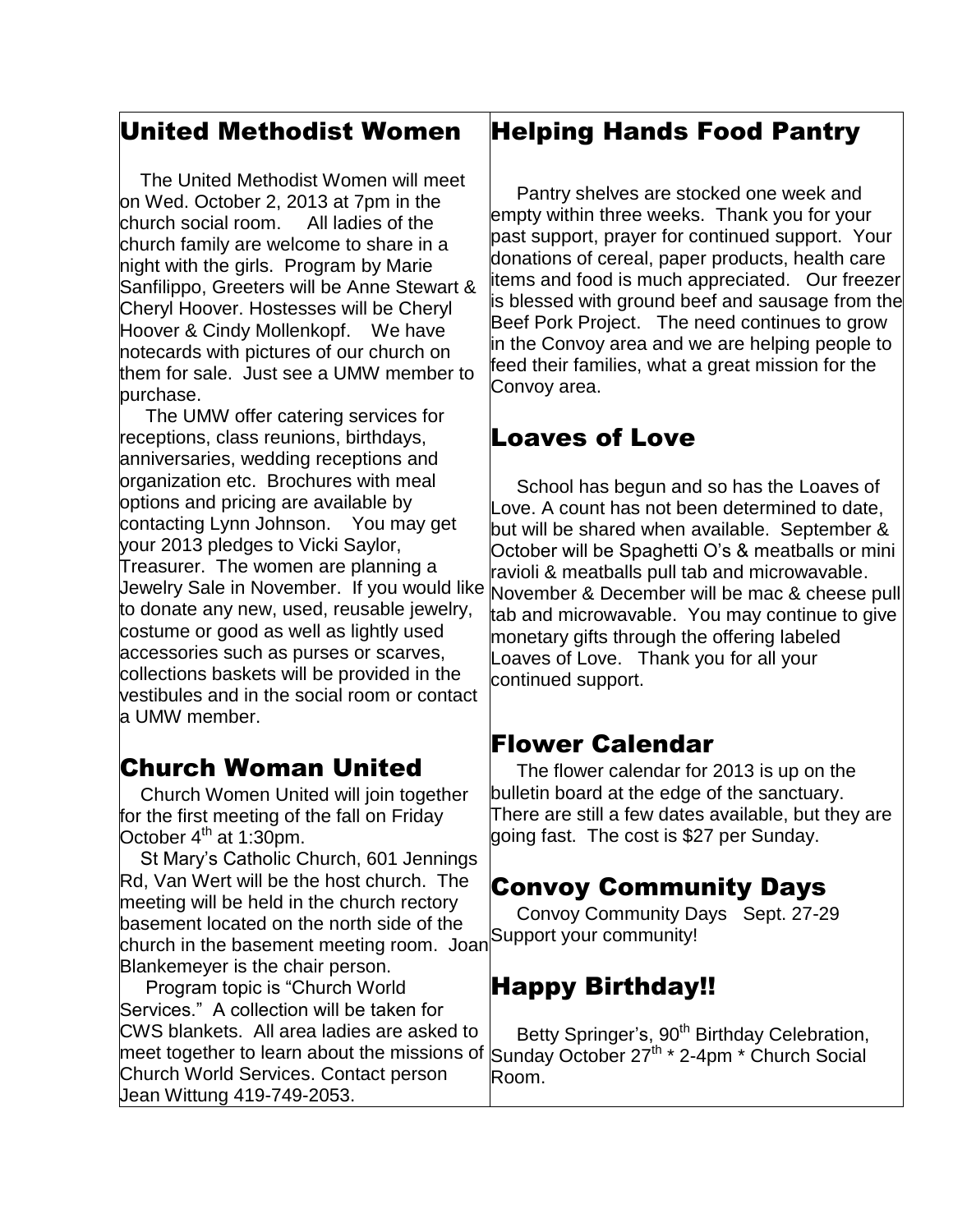## United Methodist Women

The United Methodist Women will meet on Wed. October 2, 2013 at 7pm in the church social room. All ladies of the church family are welcome to share in a night with the girls. Program by Marie Sanfilippo, Greeters will be Anne Stewart & Cheryl Hoover. Hostesses will be Cheryl Hoover & Cindy Mollenkopf. We have notecards with pictures of our church on them for sale. Just see a UMW member to purchase.

The UMW offer catering services for receptions, class reunions, birthdays, anniversaries, wedding receptions and organization etc. Brochures with meal options and pricing are available by contacting Lynn Johnson. You may get your 2013 pledges to Vicki Saylor, Treasurer. The women are planning a Jewelry Sale in November. If you would like to donate any new, used, reusable jewelry, costume or good as well as lightly used accessories such as purses or scarves, collections baskets will be provided in the vestibules and in the social room or contact a UMW member.

## Church Woman United

Church Women United will join together for the first meeting of the fall on Friday October 4th at 1:30pm.

St Mary's Catholic Church, 601 Jennings Rd, Van Wert will be the host church. The meeting will be held in the church rectory basement located on the north side of the church in the basement meeting room. Joan Blankemeyer is the chair person.

Program topic is "Church World Services." A collection will be taken for CWS blankets. All area ladies are asked to meet together to learn about the missions of Church World Services. Contact person Jean Wittung 419-749-2053.

## Helping Hands Food Pantry

Pantry shelves are stocked one week and empty within three weeks. Thank you for your past support, prayer for continued support. Your donations of cereal, paper products, health care items and food is much appreciated. Our freezer is blessed with ground beef and sausage from the Beef Pork Project. The need continues to grow in the Convoy area and we are helping people to feed their families, what a great mission for the Convoy area.

## Loaves of Love

School has begun and so has the Loaves of Love. A count has not been determined to date, but will be shared when available. September & October will be Spaghetti O's & meatballs or mini ravioli & meatballs pull tab and microwavable. November & December will be mac & cheese pull tab and microwavable. You may continue to give monetary gifts through the offering labeled Loaves of Love. Thank you for all your continued support.

## Flower Calendar

The flower calendar for 2013 is up on the bulletin board at the edge of the sanctuary. There are still a few dates available, but they are going fast. The cost is $27 per Sunday.

## Convoy Community Days

Convoy Community Days Sept. 27-29 Support your community!

## Happy Birthday!!

Betty Springer's, 90th Birthday Celebration, Sunday October 27th * 2-4pm * Church Social Room.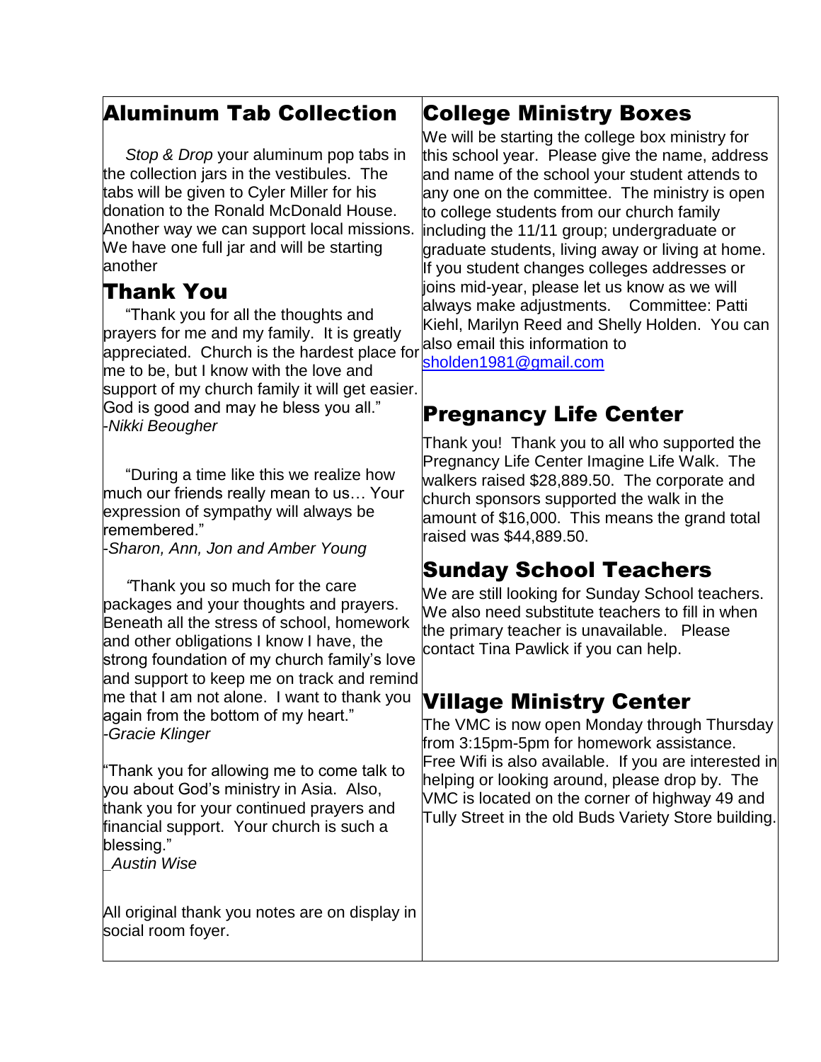## Aluminum Tab Collection

*Stop & Drop* your aluminum pop tabs in the collection jars in the vestibules. The tabs will be given to Cyler Miller for his donation to the Ronald McDonald House. Another way we can support local missions. We have one full jar and will be starting another

## Thank You

"Thank you for all the thoughts and prayers for me and my family. It is greatly appreciated. Church is the hardest place for me to be, but I know with the love and support of my church family it will get easier. God is good and may he bless you all."
-*Nikki Beougher*

"During a time like this we realize how much our friends really mean to us… Your expression of sympathy will always be remembered."
-*Sharon, Ann, Jon and Amber Young*

*"*Thank you so much for the care packages and your thoughts and prayers. Beneath all the stress of school, homework and other obligations I know I have, the strong foundation of my church family's love and support to keep me on track and remind me that I am not alone. I want to thank you again from the bottom of my heart."
-*Gracie Klinger*

"Thank you for allowing me to come talk to you about God's ministry in Asia. Also, thank you for your continued prayers and financial support. Your church is such a blessing."
_*Austin Wise*

All original thank you notes are on display in social room foyer.

## College Ministry Boxes

We will be starting the college box ministry for this school year. Please give the name, address and name of the school your student attends to any one on the committee. The ministry is open to college students from our church family including the 11/11 group; undergraduate or graduate students, living away or living at home. If you student changes colleges addresses or joins mid-year, please let us know as we will always make adjustments. Committee: Patti Kiehl, Marilyn Reed and Shelly Holden. You can also email this information to sholden1981@gmail.com

## Pregnancy Life Center

Thank you! Thank you to all who supported the Pregnancy Life Center Imagine Life Walk. The walkers raised $28,889.50. The corporate and church sponsors supported the walk in the amount of $16,000. This means the grand total raised was $44,889.50.

## Sunday School Teachers

We are still looking for Sunday School teachers. We also need substitute teachers to fill in when the primary teacher is unavailable. Please contact Tina Pawlick if you can help.

## Village Ministry Center

The VMC is now open Monday through Thursday from 3:15pm-5pm for homework assistance. Free Wifi is also available. If you are interested in helping or looking around, please drop by. The VMC is located on the corner of highway 49 and Tully Street in the old Buds Variety Store building.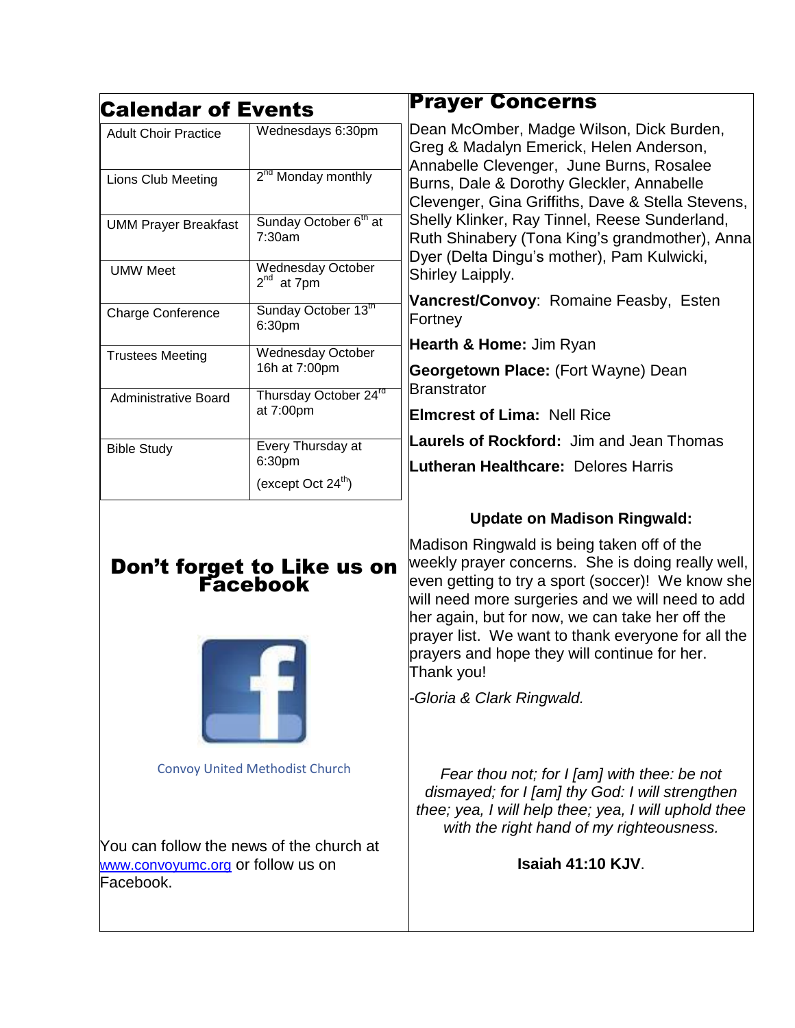## Calendar of Events

| Event | Date/Time |
|---|---|
| Adult Choir Practice | Wednesdays 6:30pm |
| Lions Club Meeting | 2nd Monday monthly |
| UMM Prayer Breakfast | Sunday October 6th at 7:30am |
| UMW Meet | Wednesday October 2nd at 7pm |
| Charge Conference | Sunday October 13th 6:30pm |
| Trustees Meeting | Wednesday October 16h at 7:00pm |
| Administrative Board | Thursday October 24rd at 7:00pm |
| Bible Study | Every Thursday at 6:30pm (except Oct 24th) |

## Don't forget to Like us on Facebook

Convoy United Methodist Church

You can follow the news of the church at www.convoyumc.org or follow us on Facebook.

## Prayer Concerns

Dean McOmber, Madge Wilson, Dick Burden, Greg & Madalyn Emerick, Helen Anderson, Annabelle Clevenger, June Burns, Rosalee Burns, Dale & Dorothy Gleckler, Annabelle Clevenger, Gina Griffiths, Dave & Stella Stevens, Shelly Klinker, Ray Tinnel, Reese Sunderland, Ruth Shinabery (Tona King's grandmother), Anna Dyer (Delta Dingu's mother), Pam Kulwicki, Shirley Laipply.

**Vancrest/Convoy**: Romaine Feasby, Esten Fortney

**Hearth & Home:** Jim Ryan

**Georgetown Place:** (Fort Wayne) Dean Branstrator

**Elmcrest of Lima:** Nell Rice

**Laurels of Rockford:** Jim and Jean Thomas

**Lutheran Healthcare:** Delores Harris

**Update on Madison Ringwald:**

Madison Ringwald is being taken off of the weekly prayer concerns. She is doing really well, even getting to try a sport (soccer)! We know she will need more surgeries and we will need to add her again, but for now, we can take her off the prayer list. We want to thank everyone for all the prayers and hope they will continue for her. Thank you!

*-Gloria & Clark Ringwald.*

*Fear thou not; for I [am] with thee: be not dismayed; for I [am] thy God: I will strengthen thee; yea, I will help thee; yea, I will uphold thee with the right hand of my righteousness.*

**Isaiah 41:10 KJV**.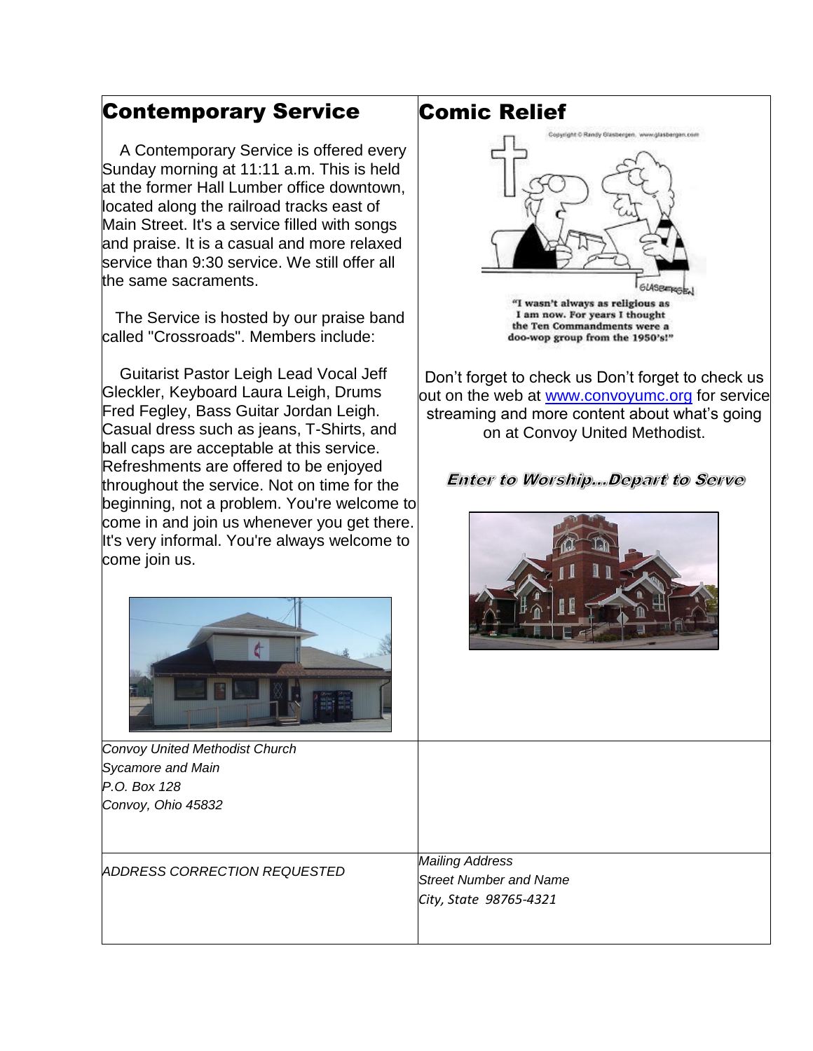## Contemporary Service

A Contemporary Service is offered every Sunday morning at 11:11 a.m. This is held at the former Hall Lumber office downtown, located along the railroad tracks east of Main Street. It's a service filled with songs and praise. It is a casual and more relaxed service than 9:30 service. We still offer all the same sacraments.

The Service is hosted by our praise band called "Crossroads". Members include:

Guitarist Pastor Leigh Lead Vocal Jeff Gleckler, Keyboard Laura Leigh, Drums Fred Fegley, Bass Guitar Jordan Leigh. Casual dress such as jeans, T-Shirts, and ball caps are acceptable at this service. Refreshments are offered to be enjoyed throughout the service. Not on time for the beginning, not a problem. You're welcome to come in and join us whenever you get there. It's very informal. You're always welcome to come join us.

## Comic Relief

"I wasn't always as religious as I am now. For years I thought the Ten Commandments were a doo-wop group from the 1950's!"

Don't forget to check us Don't forget to check us out on the web at www.convoyumc.org for service streaming and more content about what's going on at Convoy United Methodist.

***Enter to Worship…Depart to Serve***

*Convoy United Methodist Church*
*Sycamore and Main*
*P.O. Box 128*
*Convoy, Ohio 45832*

*ADDRESS CORRECTION REQUESTED*

*Mailing Address*
*Street Number and Name*
*City, State 98765-4321*